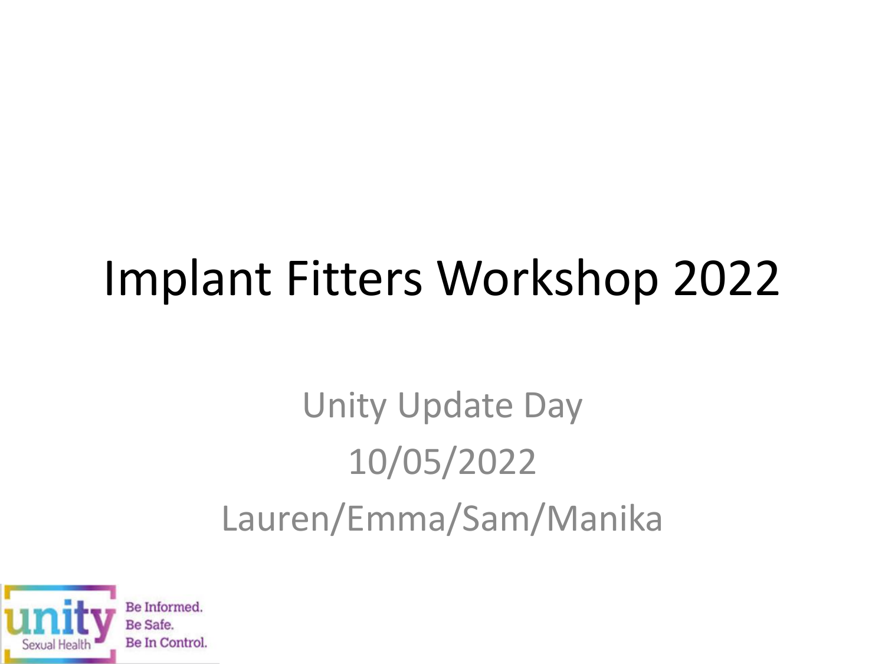# Implant Fitters Workshop 2022

Unity Update Day

10/05/2022

Lauren/Emma/Sam/Manika

unity Sexual Health

Be Informed.
Be Safe.
Be In Control.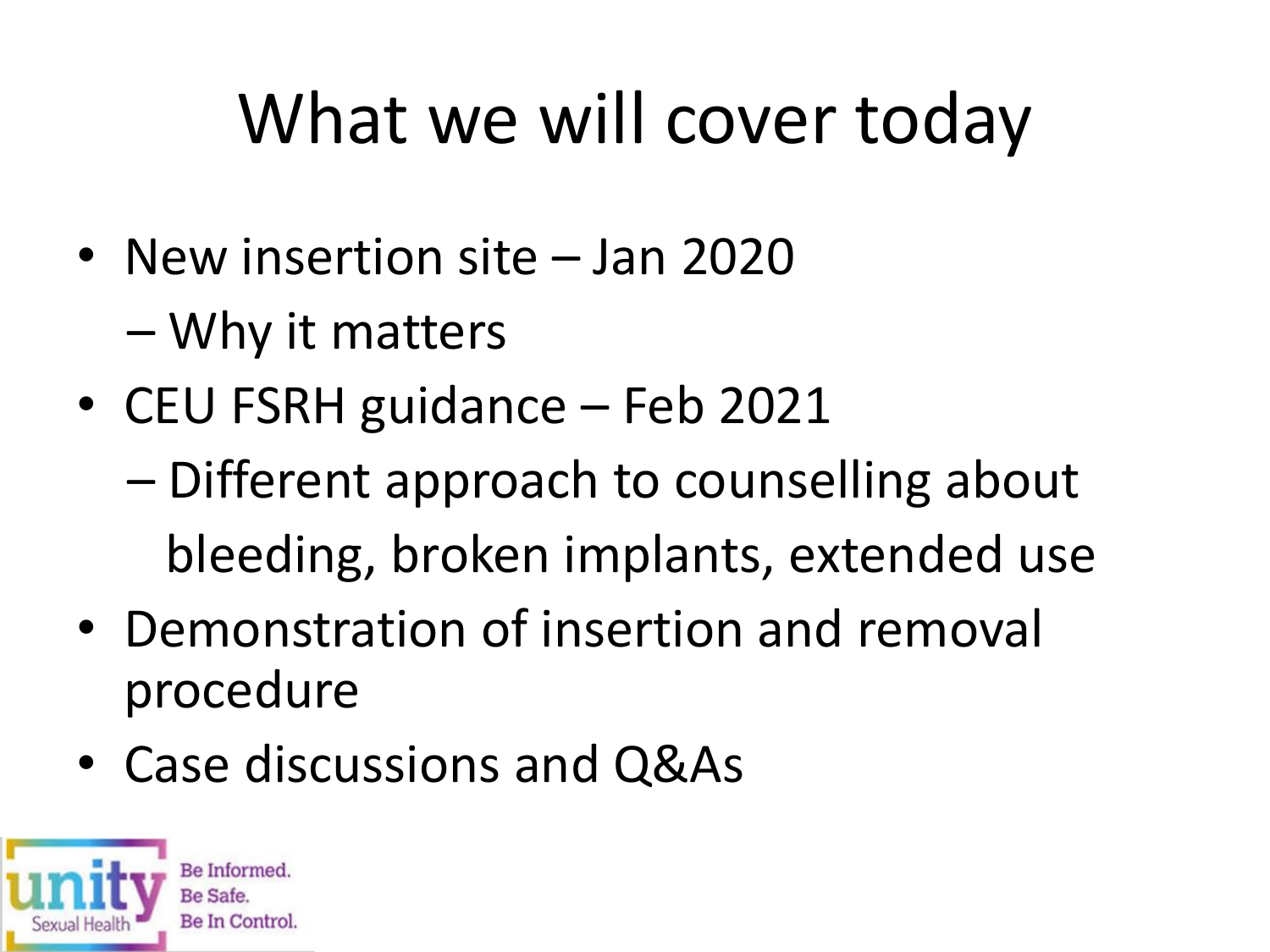# What we will cover today

- New insertion site – Jan 2020
  - Why it matters
- CEU FSRH guidance – Feb 2021
  - Different approach to counselling about bleeding, broken implants, extended use
- Demonstration of insertion and removal procedure
- Case discussions and Q&As

unity Sexual Health
Be Informed.
Be Safe.
Be In Control.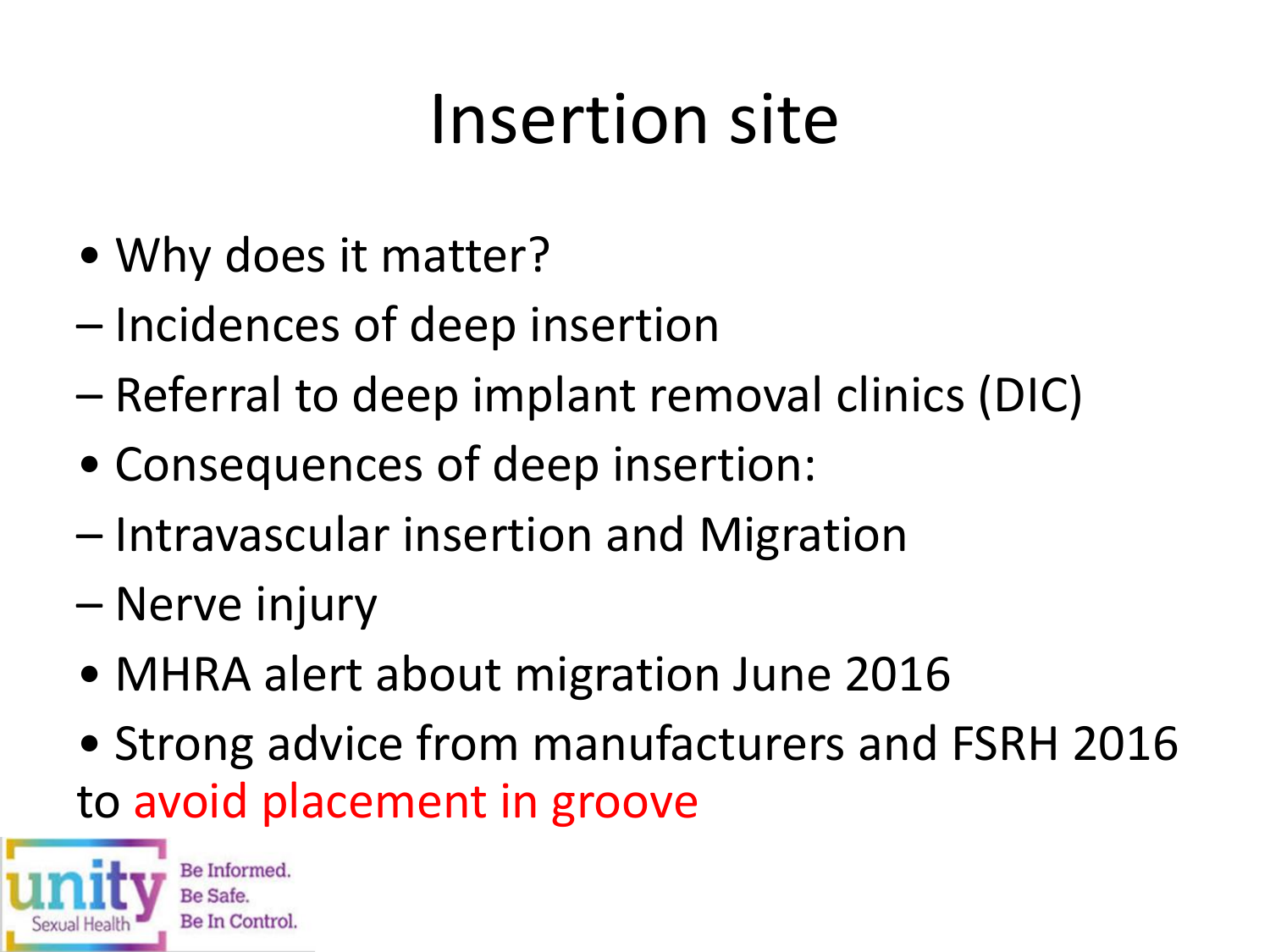# Insertion site

- Why does it matter?
  - Incidences of deep insertion
  - Referral to deep implant removal clinics (DIC)
- Consequences of deep insertion:
  - Intravascular insertion and Migration
  - Nerve injury
- MHRA alert about migration June 2016
- Strong advice from manufacturers and FSRH 2016 to avoid placement in groove

unity Sexual Health

Be Informed.
Be Safe.
Be In Control.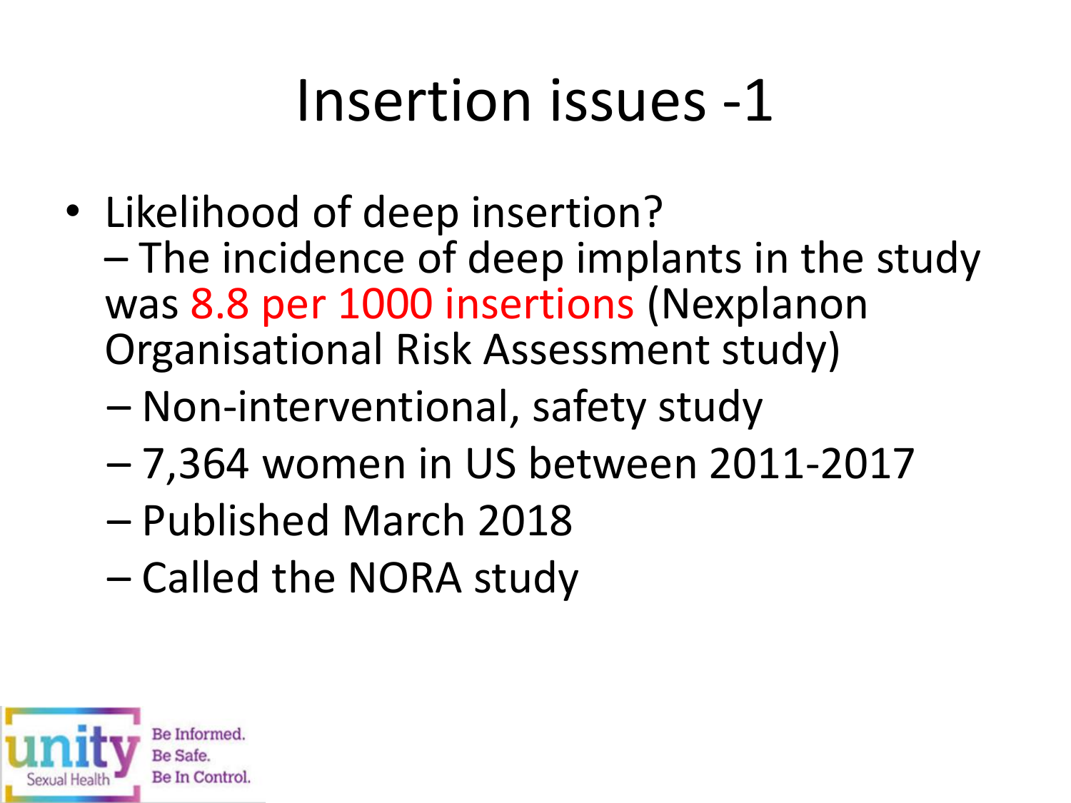# Insertion issues -1

- Likelihood of deep insertion?
  - The incidence of deep implants in the study was 8.8 per 1000 insertions (Nexplanon Organisational Risk Assessment study)
  - Non-interventional, safety study
  - 7,364 women in US between 2011-2017
  - Published March 2018
  - Called the NORA study

unity Sexual Health

Be Informed.
Be Safe.
Be In Control.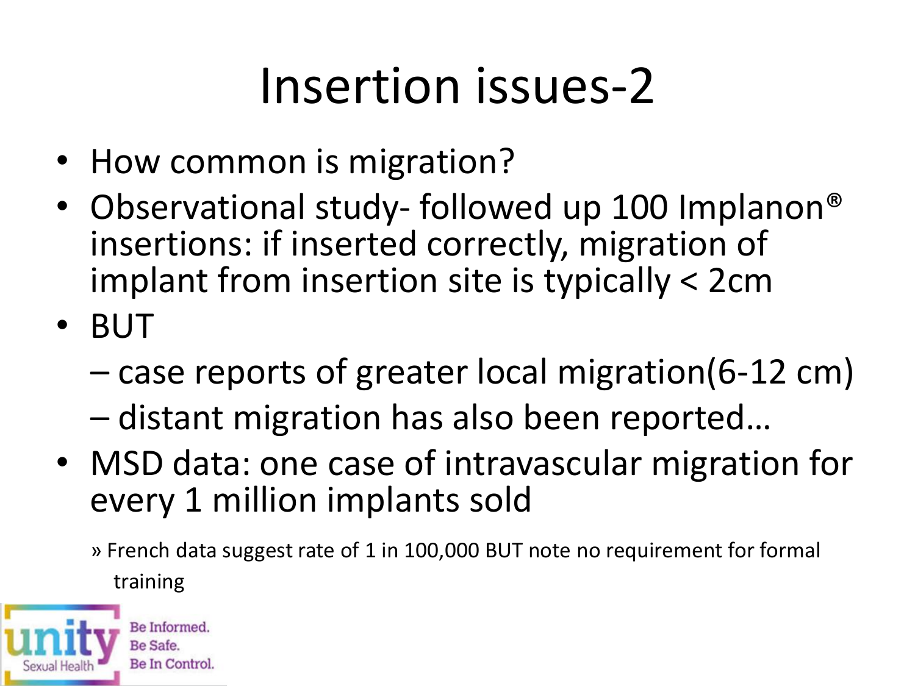# Insertion issues-2

- How common is migration?
- Observational study- followed up 100 Implanon® insertions: if inserted correctly, migration of implant from insertion site is typically < 2cm
- BUT
  - case reports of greater local migration(6-12 cm)
  - distant migration has also been reported…
- MSD data: one case of intravascular migration for every 1 million implants sold
  - » French data suggest rate of 1 in 100,000 BUT note no requirement for formal training

unity Sexual Health

Be Informed.
Be Safe.
Be In Control.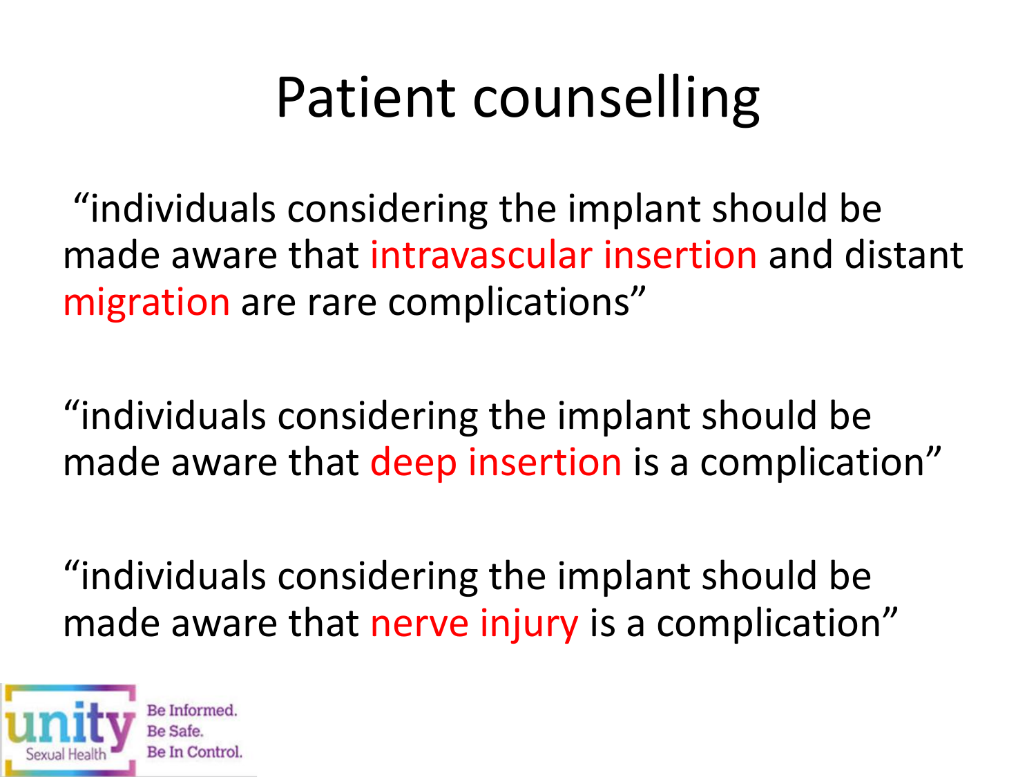# Patient counselling

“individuals considering the implant should be made aware that intravascular insertion and distant migration are rare complications”

“individuals considering the implant should be made aware that deep insertion is a complication”

“individuals considering the implant should be made aware that nerve injury is a complication”

unity Sexual Health

Be Informed.
Be Safe.
Be In Control.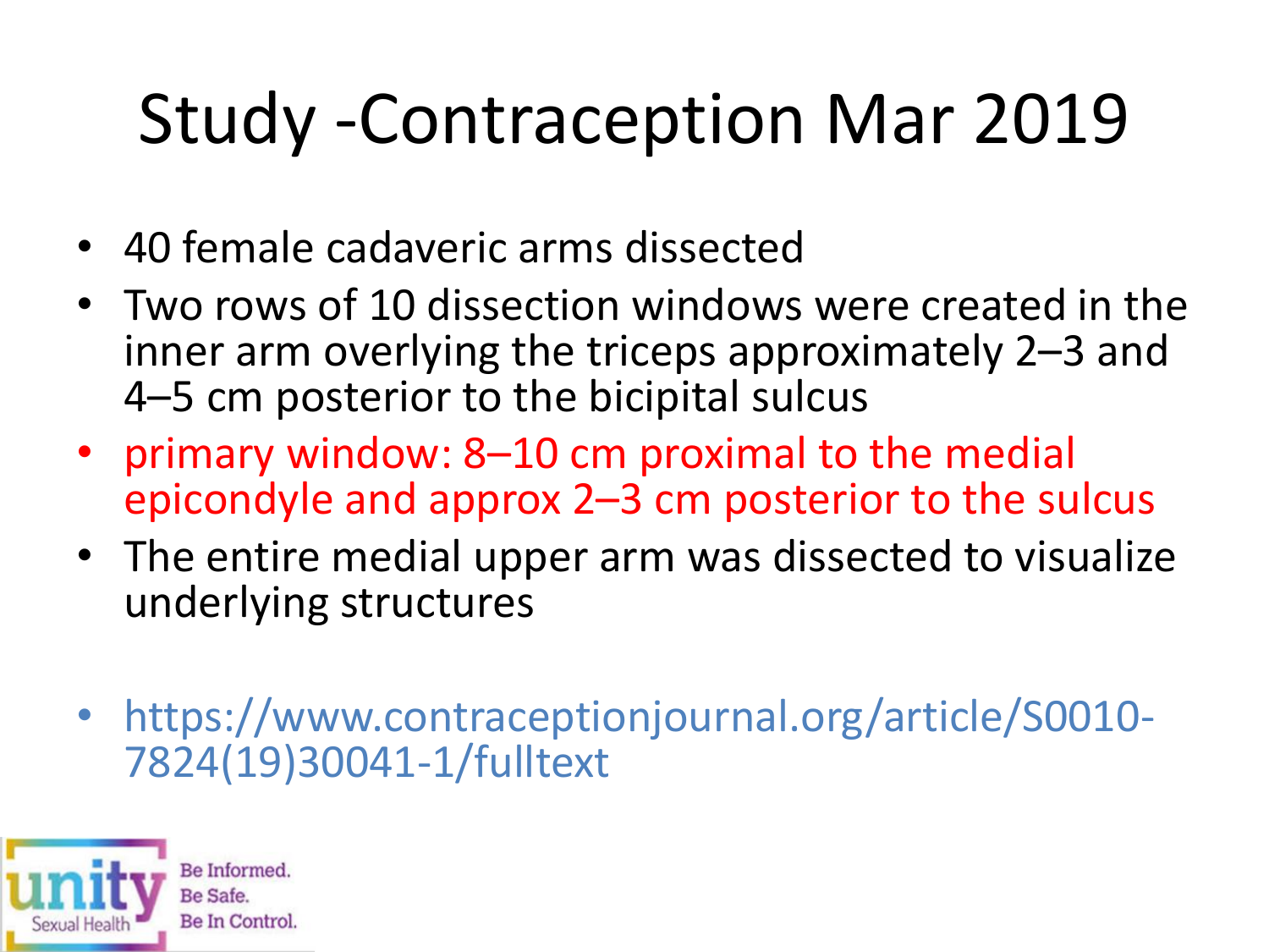# Study -Contraception Mar 2019

- 40 female cadaveric arms dissected
- Two rows of 10 dissection windows were created in the inner arm overlying the triceps approximately 2–3 and 4–5 cm posterior to the bicipital sulcus
- primary window: 8–10 cm proximal to the medial epicondyle and approx 2–3 cm posterior to the sulcus
- The entire medial upper arm was dissected to visualize underlying structures

- https://www.contraceptionjournal.org/article/S0010-7824(19)30041-1/fulltext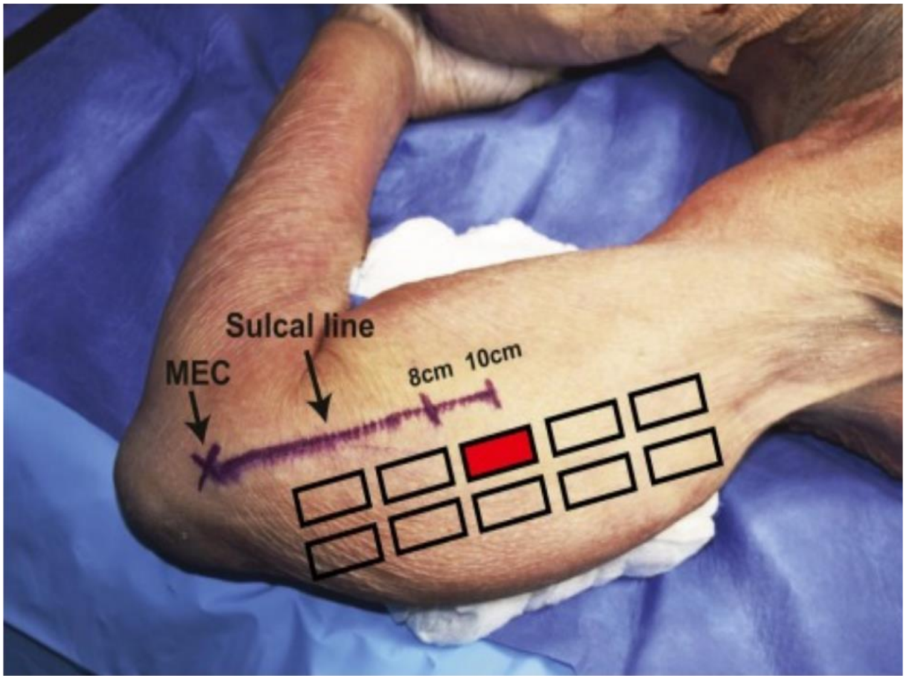MEC

Sulcal line

8cm 10cm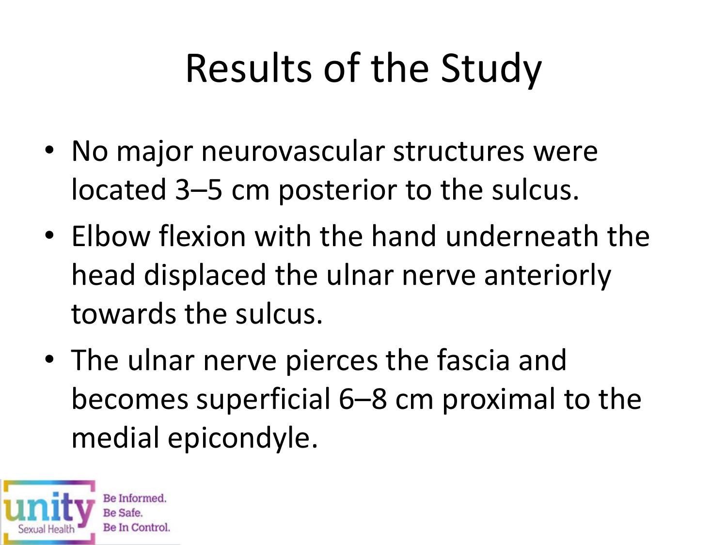# Results of the Study

- No major neurovascular structures were located 3–5 cm posterior to the sulcus.
- Elbow flexion with the hand underneath the head displaced the ulnar nerve anteriorly towards the sulcus.
- The ulnar nerve pierces the fascia and becomes superficial 6–8 cm proximal to the medial epicondyle.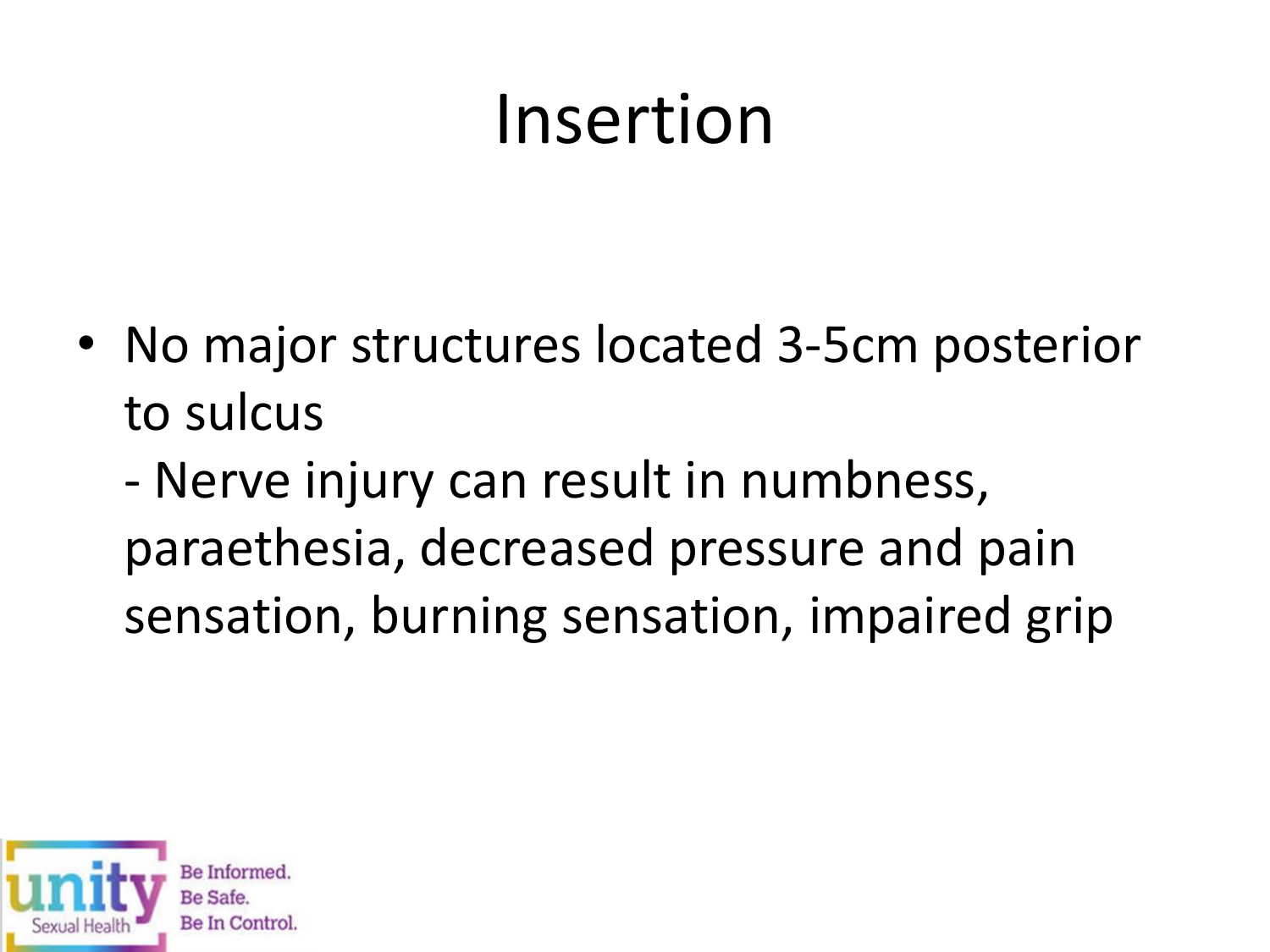# Insertion

- No major structures located 3-5cm posterior to sulcus
  - Nerve injury can result in numbness, paraethesia, decreased pressure and pain sensation, burning sensation, impaired grip

unity Sexual Health

Be Informed.
Be Safe.
Be In Control.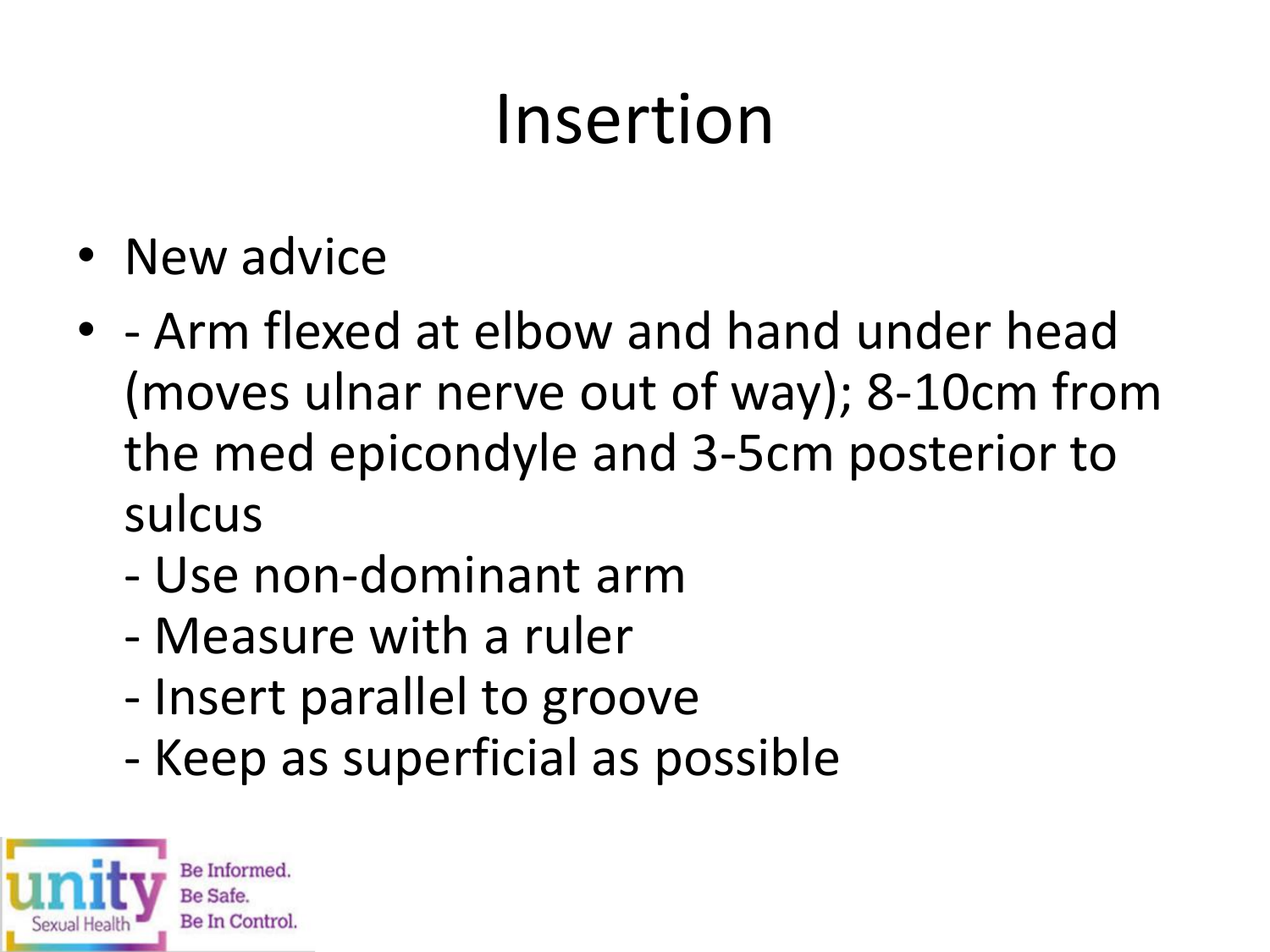# Insertion

- New advice
- - Arm flexed at elbow and hand under head (moves ulnar nerve out of way); 8-10cm from the med epicondyle and 3-5cm posterior to sulcus
  - Use non-dominant arm
  - Measure with a ruler
  - Insert parallel to groove
  - Keep as superficial as possible

unity Sexual Health — Be Informed. Be Safe. Be In Control.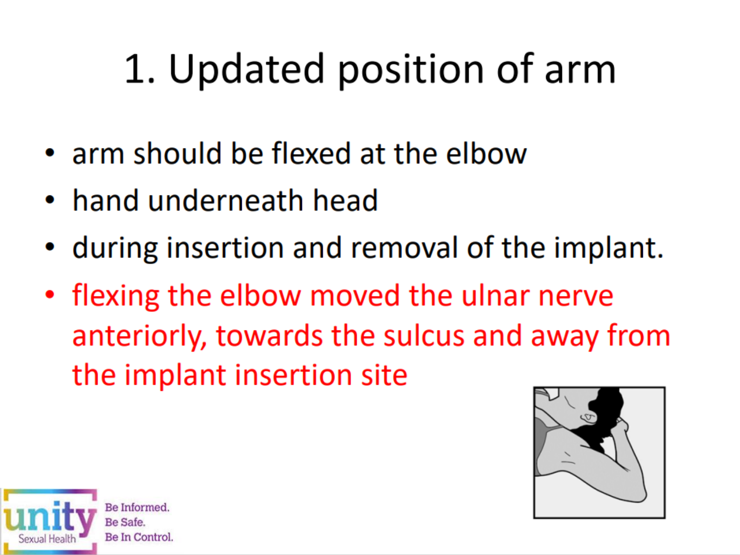# 1. Updated position of arm

- arm should be flexed at the elbow
- hand underneath head
- during insertion and removal of the implant.
- flexing the elbow moved the ulnar nerve anteriorly, towards the sulcus and away from the implant insertion site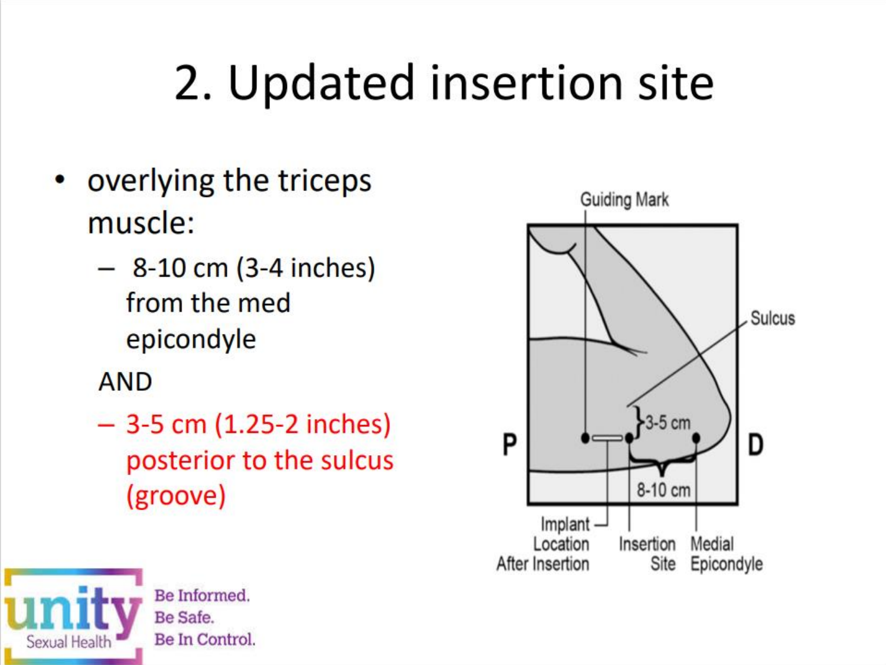# 2. Updated insertion site

- overlying the triceps muscle:
  - 8-10 cm (3-4 inches) from the med epicondyle

  AND

  - 3-5 cm (1.25-2 inches) posterior to the sulcus (groove)

Guiding Mark

Sulcus

3-5 cm

P

D

8-10 cm

Implant Location After Insertion

Insertion Site

Medial Epicondyle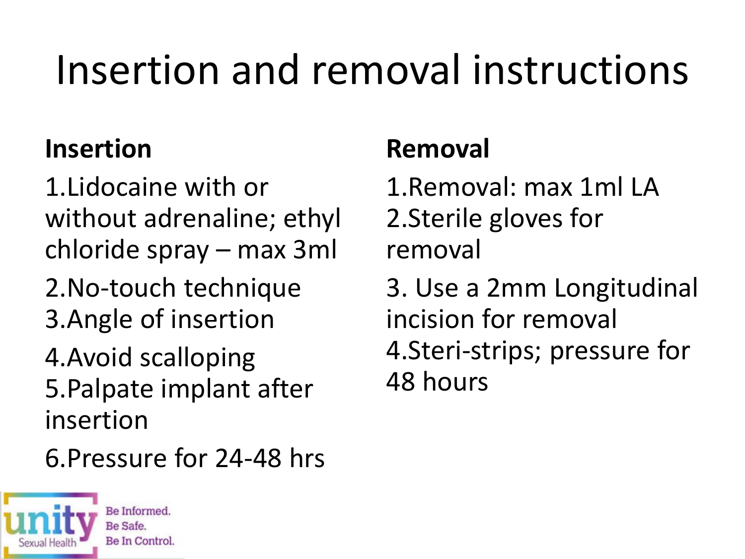# Insertion and removal instructions

**Insertion**

1. Lidocaine with or without adrenaline; ethyl chloride spray – max 3ml
2. No-touch technique
3. Angle of insertion
4. Avoid scalloping
5. Palpate implant after insertion
6. Pressure for 24-48 hrs

**Removal**

1. Removal: max 1ml LA
2. Sterile gloves for removal
3. Use a 2mm Longitudinal incision for removal
4. Steri-strips; pressure for 48 hours

unity Sexual Health

Be Informed.
Be Safe.
Be In Control.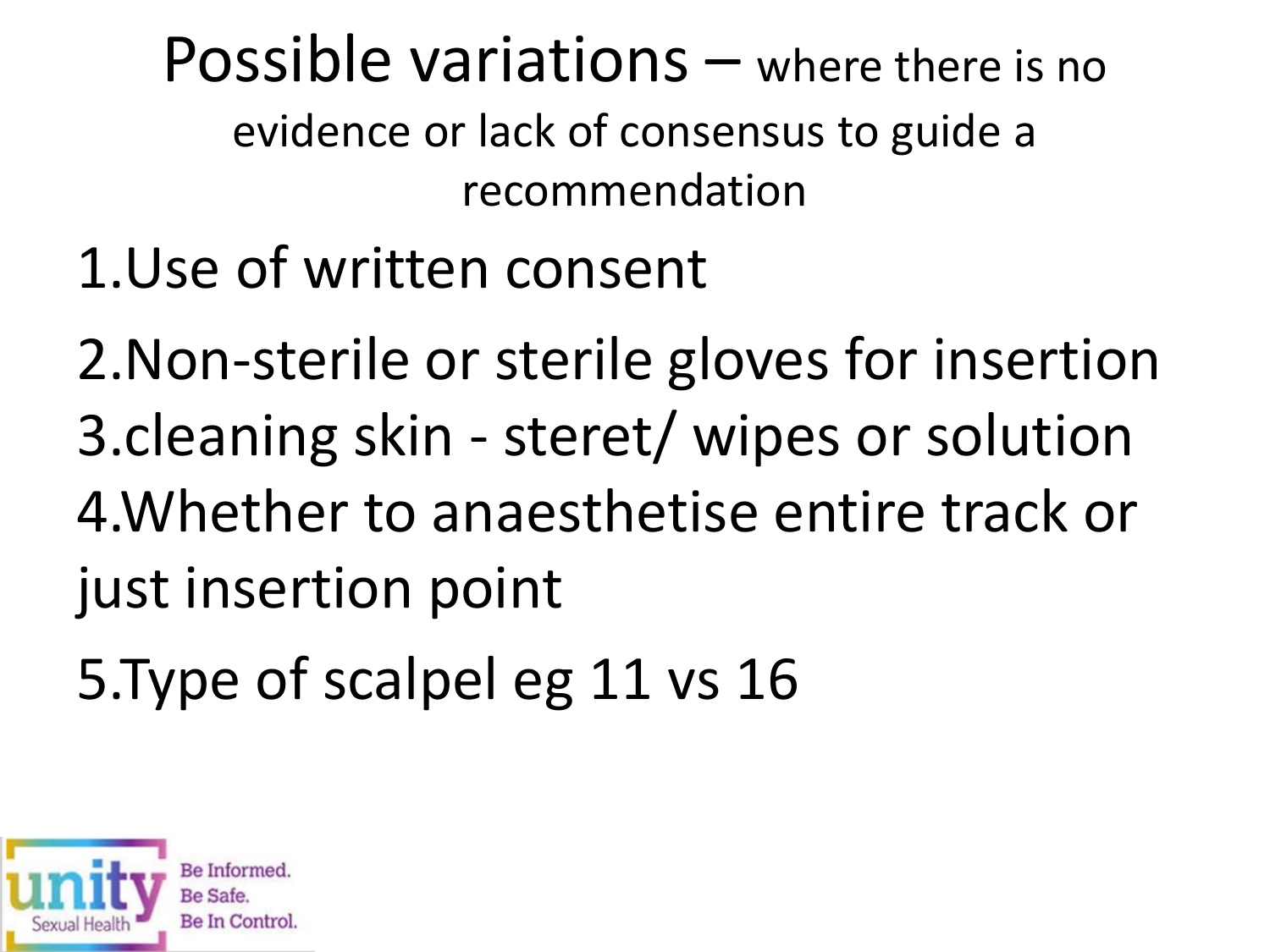# Possible variations – where there is no evidence or lack of consensus to guide a recommendation

1. Use of written consent
2. Non-sterile or sterile gloves for insertion
3. cleaning skin - steret/ wipes or solution
4. Whether to anaesthetise entire track or just insertion point
5. Type of scalpel eg 11 vs 16

unity Sexual Health
Be Informed.
Be Safe.
Be In Control.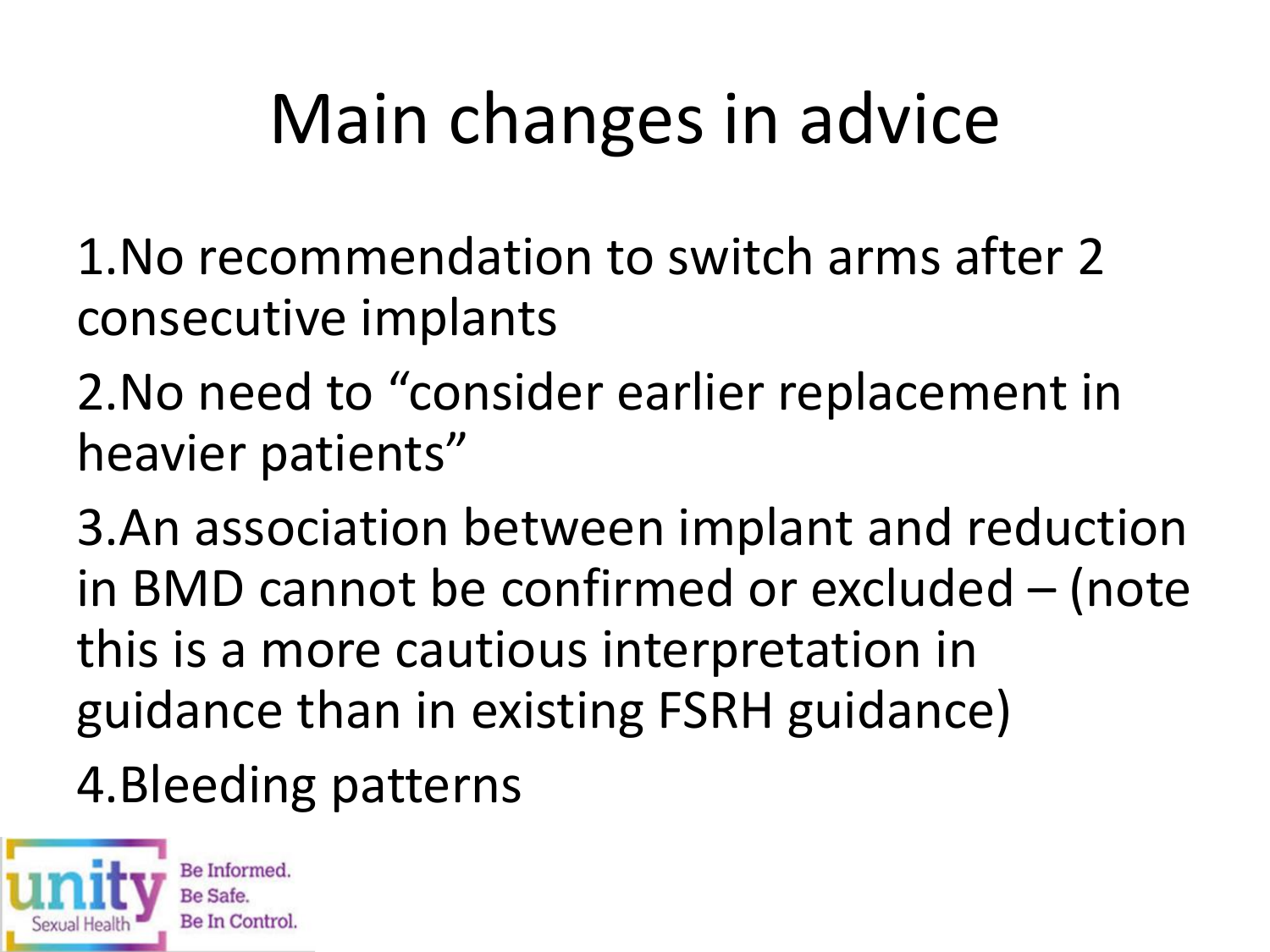# Main changes in advice

1. No recommendation to switch arms after 2 consecutive implants
2. No need to "consider earlier replacement in heavier patients"
3. An association between implant and reduction in BMD cannot be confirmed or excluded – (note this is a more cautious interpretation in guidance than in existing FSRH guidance)
4. Bleeding patterns

unity Sexual Health

Be Informed.
Be Safe.
Be In Control.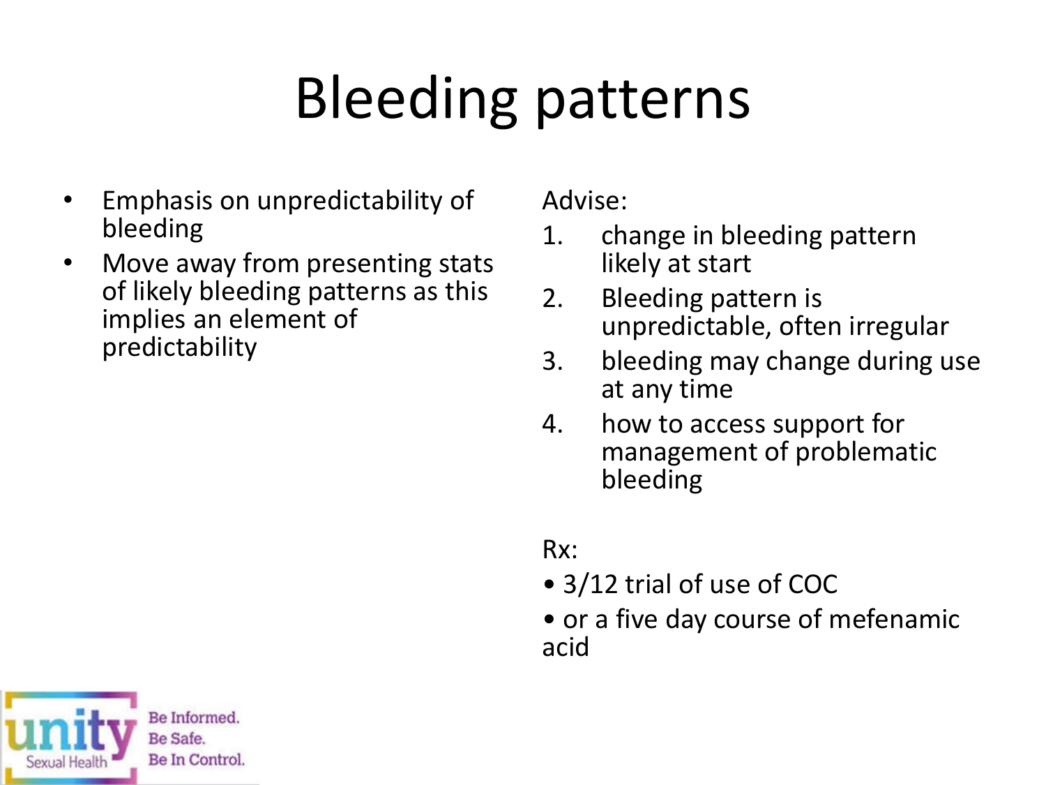# Bleeding patterns

- Emphasis on unpredictability of bleeding
- Move away from presenting stats of likely bleeding patterns as this implies an element of predictability

Advise:

1. change in bleeding pattern likely at start
2. Bleeding pattern is unpredictable, often irregular
3. bleeding may change during use at any time
4. how to access support for management of problematic bleeding

Rx:

- 3/12 trial of use of COC
- or a five day course of mefenamic acid

unity Sexual Health

Be Informed.
Be Safe.
Be In Control.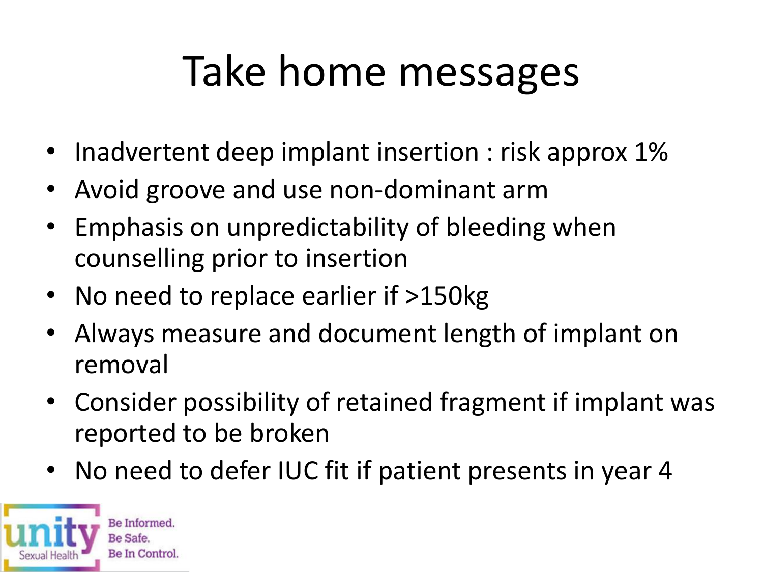# Take home messages

- Inadvertent deep implant insertion : risk approx 1%
- Avoid groove and use non-dominant arm
- Emphasis on unpredictability of bleeding when counselling prior to insertion
- No need to replace earlier if >150kg
- Always measure and document length of implant on removal
- Consider possibility of retained fragment if implant was reported to be broken
- No need to defer IUC fit if patient presents in year 4

unity Sexual Health

Be Informed.
Be Safe.
Be In Control.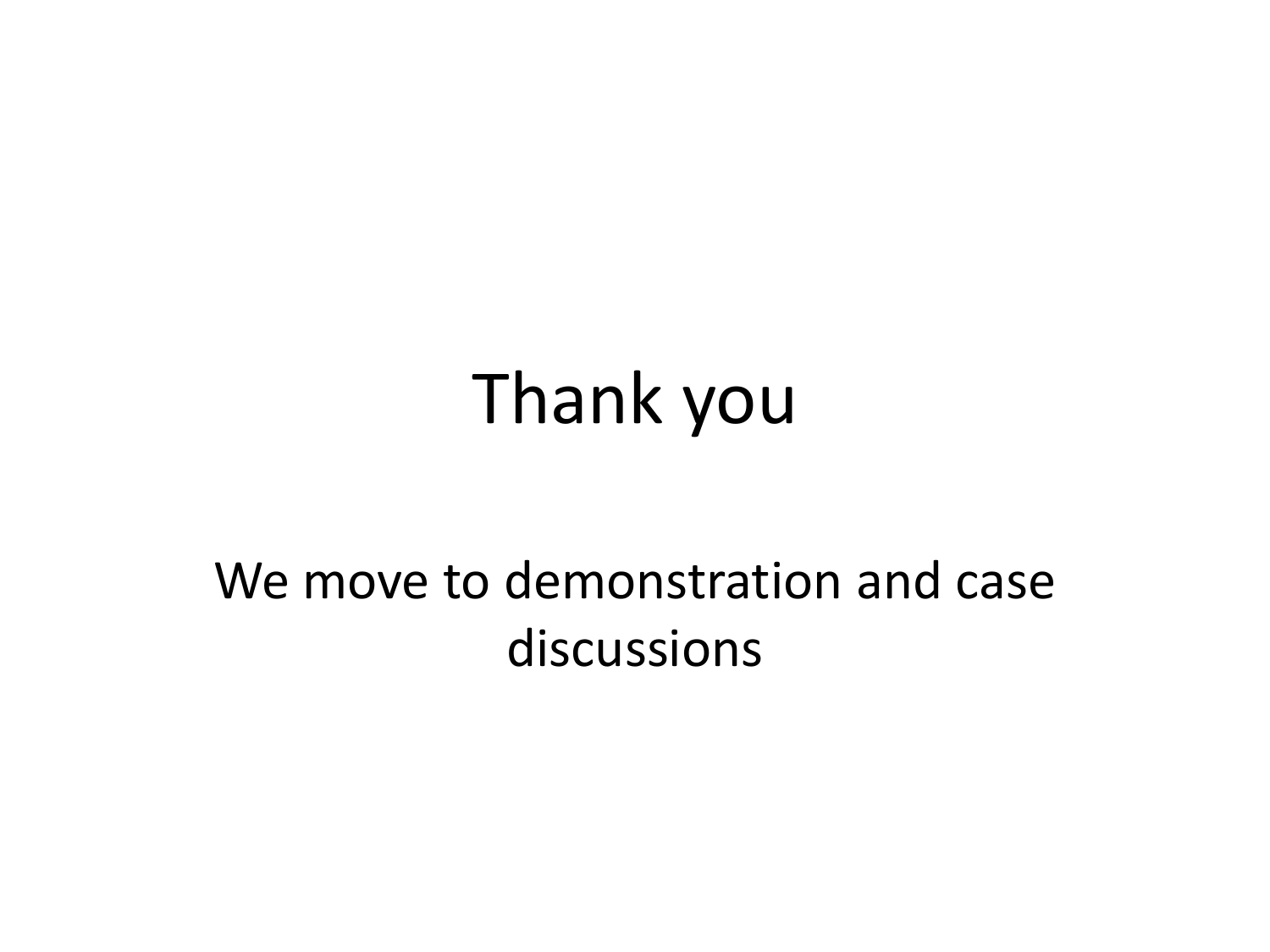# Thank you

We move to demonstration and case discussions